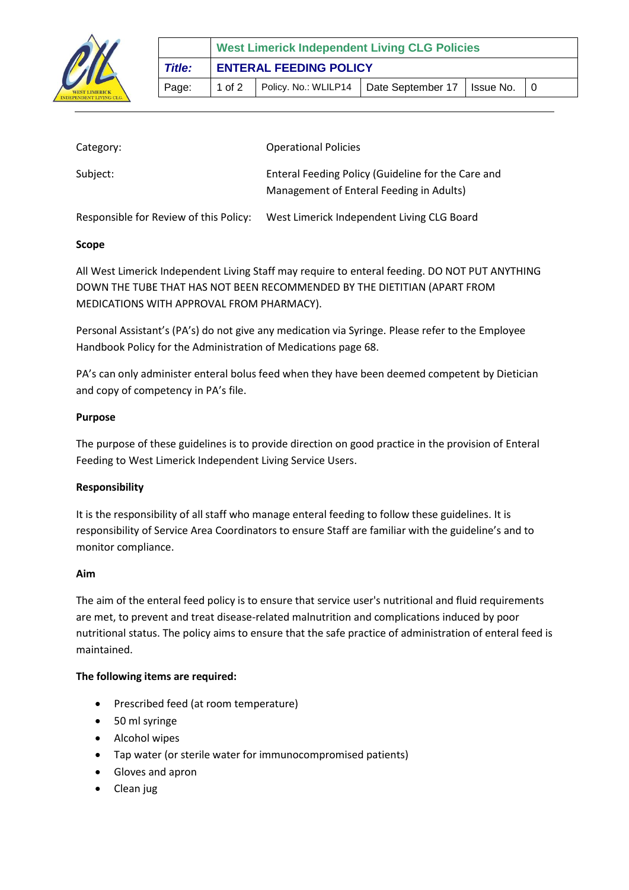| | West Limerick Independent Living CLG Policies | | | | |
|---|---|---|---|---|---|
| ***Title:*** | **ENTERAL FEEDING POLICY** | | | | |
| Page: | 1 of 2 | Policy. No.: WLILP14 | Date September 17 | Issue No. | 0 |

| | |
|---|---|
| Category: | Operational Policies |
| Subject: | Enteral Feeding Policy (Guideline for the Care and Management of Enteral Feeding in Adults) |
| Responsible for Review of this Policy: | West Limerick Independent Living CLG Board |

**Scope**

All West Limerick Independent Living Staff may require to enteral feeding. DO NOT PUT ANYTHING DOWN THE TUBE THAT HAS NOT BEEN RECOMMENDED BY THE DIETITIAN (APART FROM MEDICATIONS WITH APPROVAL FROM PHARMACY).

Personal Assistant's (PA's) do not give any medication via Syringe. Please refer to the Employee Handbook Policy for the Administration of Medications page 68.

PA's can only administer enteral bolus feed when they have been deemed competent by Dietician and copy of competency in PA's file.

**Purpose**

The purpose of these guidelines is to provide direction on good practice in the provision of Enteral Feeding to West Limerick Independent Living Service Users.

**Responsibility**

It is the responsibility of all staff who manage enteral feeding to follow these guidelines. It is responsibility of Service Area Coordinators to ensure Staff are familiar with the guideline's and to monitor compliance.

**Aim**

The aim of the enteral feed policy is to ensure that service user's nutritional and fluid requirements are met, to prevent and treat disease-related malnutrition and complications induced by poor nutritional status. The policy aims to ensure that the safe practice of administration of enteral feed is maintained.

**The following items are required:**

- Prescribed feed (at room temperature)
- 50 ml syringe
- Alcohol wipes
- Tap water (or sterile water for immunocompromised patients)
- Gloves and apron
- Clean jug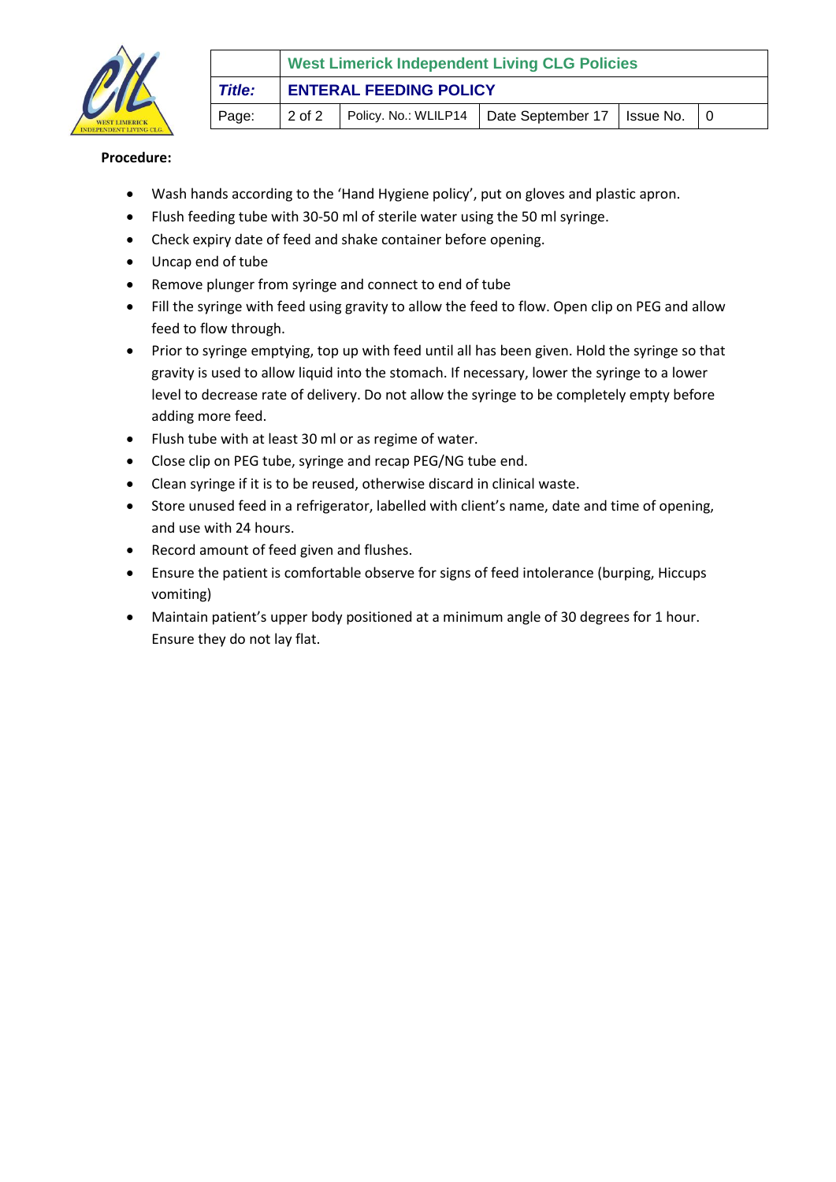**Procedure:**

- Wash hands according to the 'Hand Hygiene policy', put on gloves and plastic apron.
- Flush feeding tube with 30-50 ml of sterile water using the 50 ml syringe.
- Check expiry date of feed and shake container before opening.
- Uncap end of tube
- Remove plunger from syringe and connect to end of tube
- Fill the syringe with feed using gravity to allow the feed to flow. Open clip on PEG and allow feed to flow through.
- Prior to syringe emptying, top up with feed until all has been given. Hold the syringe so that gravity is used to allow liquid into the stomach. If necessary, lower the syringe to a lower level to decrease rate of delivery. Do not allow the syringe to be completely empty before adding more feed.
- Flush tube with at least 30 ml or as regime of water.
- Close clip on PEG tube, syringe and recap PEG/NG tube end.
- Clean syringe if it is to be reused, otherwise discard in clinical waste.
- Store unused feed in a refrigerator, labelled with client's name, date and time of opening, and use with 24 hours.
- Record amount of feed given and flushes.
- Ensure the patient is comfortable observe for signs of feed intolerance (burping, Hiccups vomiting)
- Maintain patient's upper body positioned at a minimum angle of 30 degrees for 1 hour. Ensure they do not lay flat.